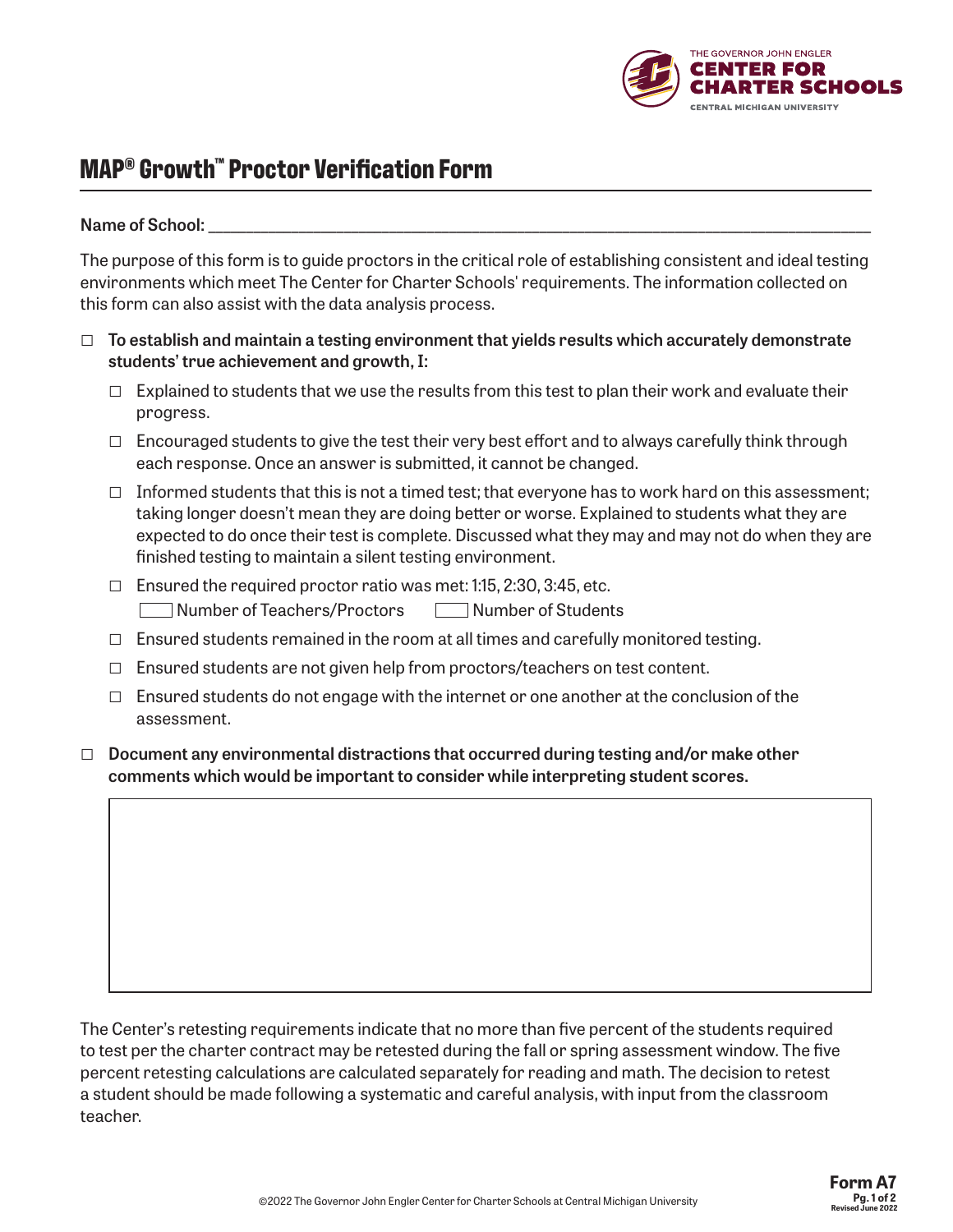THE GOVERNOR JOHN ENGLER
**CENTER FOR CHARTER SCHOOLS**
CENTRAL MICHIGAN UNIVERSITY

# MAP® Growth™ Proctor Verification Form

**Name of School:** ______________________________________________

The purpose of this form is to guide proctors in the critical role of establishing consistent and ideal testing environments which meet The Center for Charter Schools' requirements. The information collected on this form can also assist with the data analysis process.

- ☐ **To establish and maintain a testing environment that yields results which accurately demonstrate students' true achievement and growth, I:**
  - ☐ Explained to students that we use the results from this test to plan their work and evaluate their progress.
  - ☐ Encouraged students to give the test their very best effort and to always carefully think through each response. Once an answer is submitted, it cannot be changed.
  - ☐ Informed students that this is not a timed test; that everyone has to work hard on this assessment; taking longer doesn't mean they are doing better or worse. Explained to students what they are expected to do once their test is complete. Discussed what they may and may not do when they are finished testing to maintain a silent testing environment.
  - ☐ Ensured the required proctor ratio was met: 1:15, 2:30, 3:45, etc.
    ☐ Number of Teachers/Proctors ☐ Number of Students
  - ☐ Ensured students remained in the room at all times and carefully monitored testing.
  - ☐ Ensured students are not given help from proctors/teachers on test content.
  - ☐ Ensured students do not engage with the internet or one another at the conclusion of the assessment.
- ☐ **Document any environmental distractions that occurred during testing and/or make other comments which would be important to consider while interpreting student scores.**

The Center's retesting requirements indicate that no more than five percent of the students required to test per the charter contract may be retested during the fall or spring assessment window. The five percent retesting calculations are calculated separately for reading and math. The decision to retest a student should be made following a systematic and careful analysis, with input from the classroom teacher.

©2022 The Governor John Engler Center for Charter Schools at Central Michigan University

**Form A7**
Revised June 2022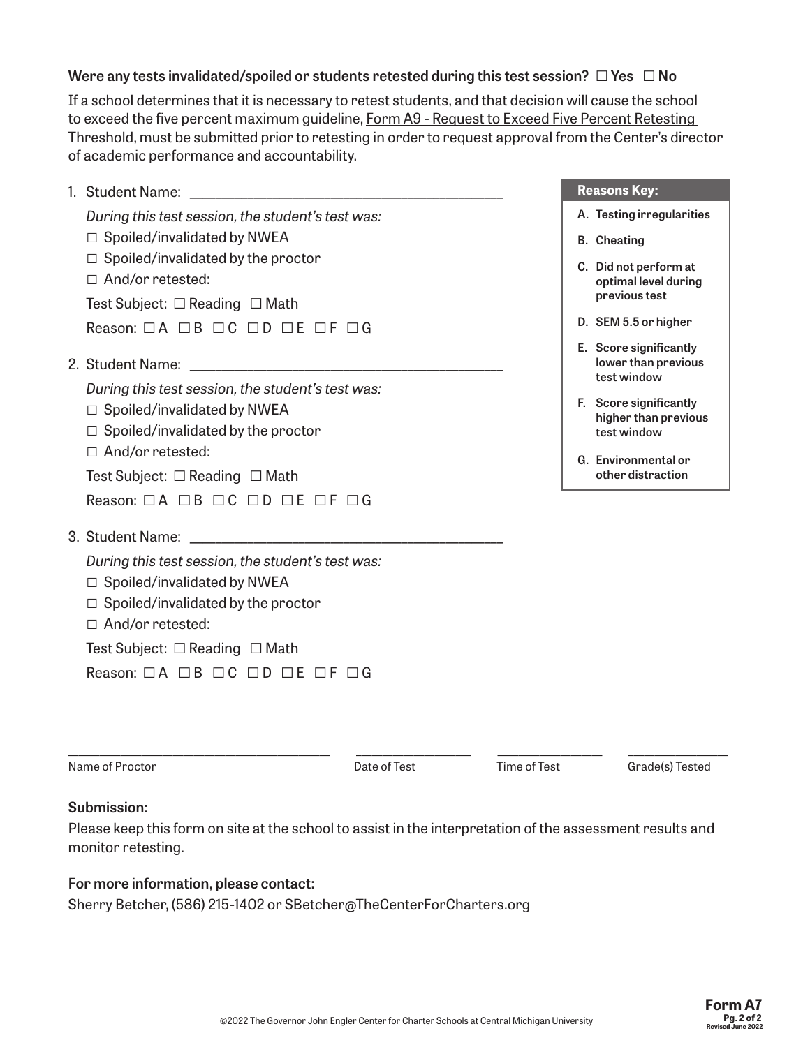**Were any tests invalidated/spoiled or students retested during this test session?** ☐ **Yes** ☐ **No**

If a school determines that it is necessary to retest students, and that decision will cause the school to exceed the five percent maximum guideline, Form A9 - Request to Exceed Five Percent Retesting Threshold, must be submitted prior to retesting in order to request approval from the Center's director of academic performance and accountability.

1. Student Name: ____________________________________________

   *During this test session, the student's test was:*

   ☐ Spoiled/invalidated by NWEA

   ☐ Spoiled/invalidated by the proctor

   ☐ And/or retested:

   Test Subject: ☐ Reading ☐ Math

   Reason: ☐ A ☐ B ☐ C ☐ D ☐ E ☐ F ☐ G

2. Student Name: ____________________________________________

   *During this test session, the student's test was:*

   ☐ Spoiled/invalidated by NWEA

   ☐ Spoiled/invalidated by the proctor

   ☐ And/or retested:

   Test Subject: ☐ Reading ☐ Math

   Reason: ☐ A ☐ B ☐ C ☐ D ☐ E ☐ F ☐ G

3. Student Name: ____________________________________________

   *During this test session, the student's test was:*

   ☐ Spoiled/invalidated by NWEA

   ☐ Spoiled/invalidated by the proctor

   ☐ And/or retested:

   Test Subject: ☐ Reading ☐ Math

   Reason: ☐ A ☐ B ☐ C ☐ D ☐ E ☐ F ☐ G

**Reasons Key:**

- **A. Testing irregularities**
- **B. Cheating**
- **C. Did not perform at optimal level during previous test**
- **D. SEM 5.5 or higher**
- **E. Score significantly lower than previous test window**
- **F. Score significantly higher than previous test window**
- **G. Environmental or other distraction**

| ____________________ | ____________ | ____________ | ____________ |
|---|---|---|---|
| Name of Proctor | Date of Test | Time of Test | Grade(s) Tested |

**Submission:**

Please keep this form on site at the school to assist in the interpretation of the assessment results and monitor retesting.

**For more information, please contact:**

Sherry Betcher, (586) 215-1402 or SBetcher@TheCenterForCharters.org

©2022 The Governor John Engler Center for Charter Schools at Central Michigan University

**Form A7**
Revised June 2022